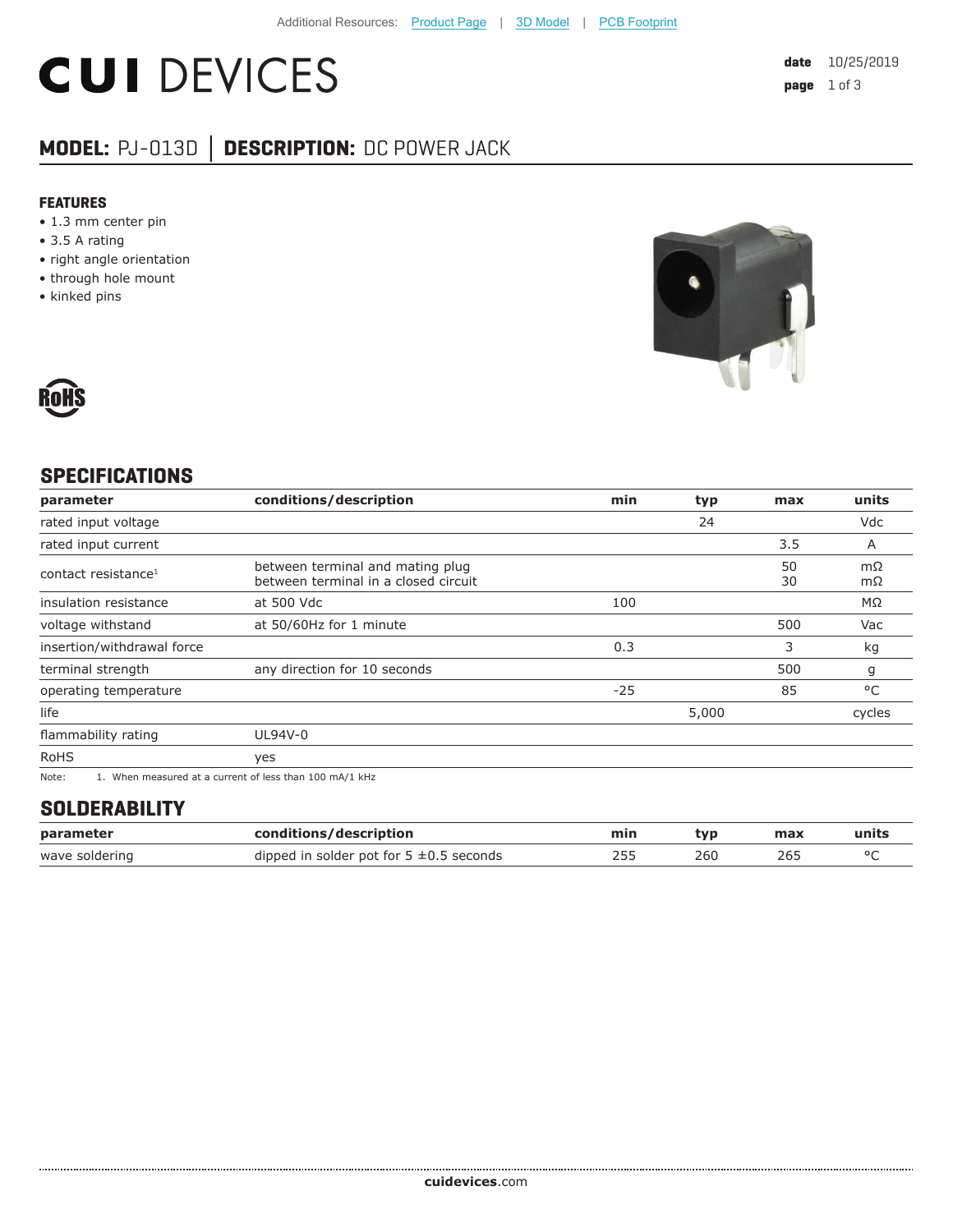Additional Resources: Product Page | 3D Model | PCB Footprint

# CUI DEVICES

**date** 10/25/2019

## MODEL: PJ-013D │ DESCRIPTION: DC POWER JACK

### FEATURES

- 1.3 mm center pin
- 3.5 A rating
- right angle orientation
- through hole mount
- kinked pins

RoHS

## SPECIFICATIONS

| parameter | conditions/description | min | typ | max | units |
|---|---|---|---|---|---|
| rated input voltage | | | 24 | | Vdc |
| rated input current | | | | 3.5 | A |
| contact resistance[1] | between terminal and mating plug<br>between terminal in a closed circuit | | | 50<br>30 | mΩ<br>mΩ |
| insulation resistance | at 500 Vdc | 100 | | | MΩ |
| voltage withstand | at 50/60Hz for 1 minute | | | 500 | Vac |
| insertion/withdrawal force | | 0.3 | | 3 | kg |
| terminal strength | any direction for 10 seconds | | | 500 | g |
| operating temperature | | -25 | | 85 | °C |
| life | | | 5,000 | | cycles |
| flammability rating | UL94V-0 | | | | |
| RoHS | yes | | | | |

Note: 1. When measured at a current of less than 100 mA/1 kHz

## SOLDERABILITY

| parameter | conditions/description | min | typ | max | units |
|---|---|---|---|---|---|
| wave soldering | dipped in solder pot for 5 ±0.5 seconds | 255 | 260 | 265 | °C |

**cuidevices**.com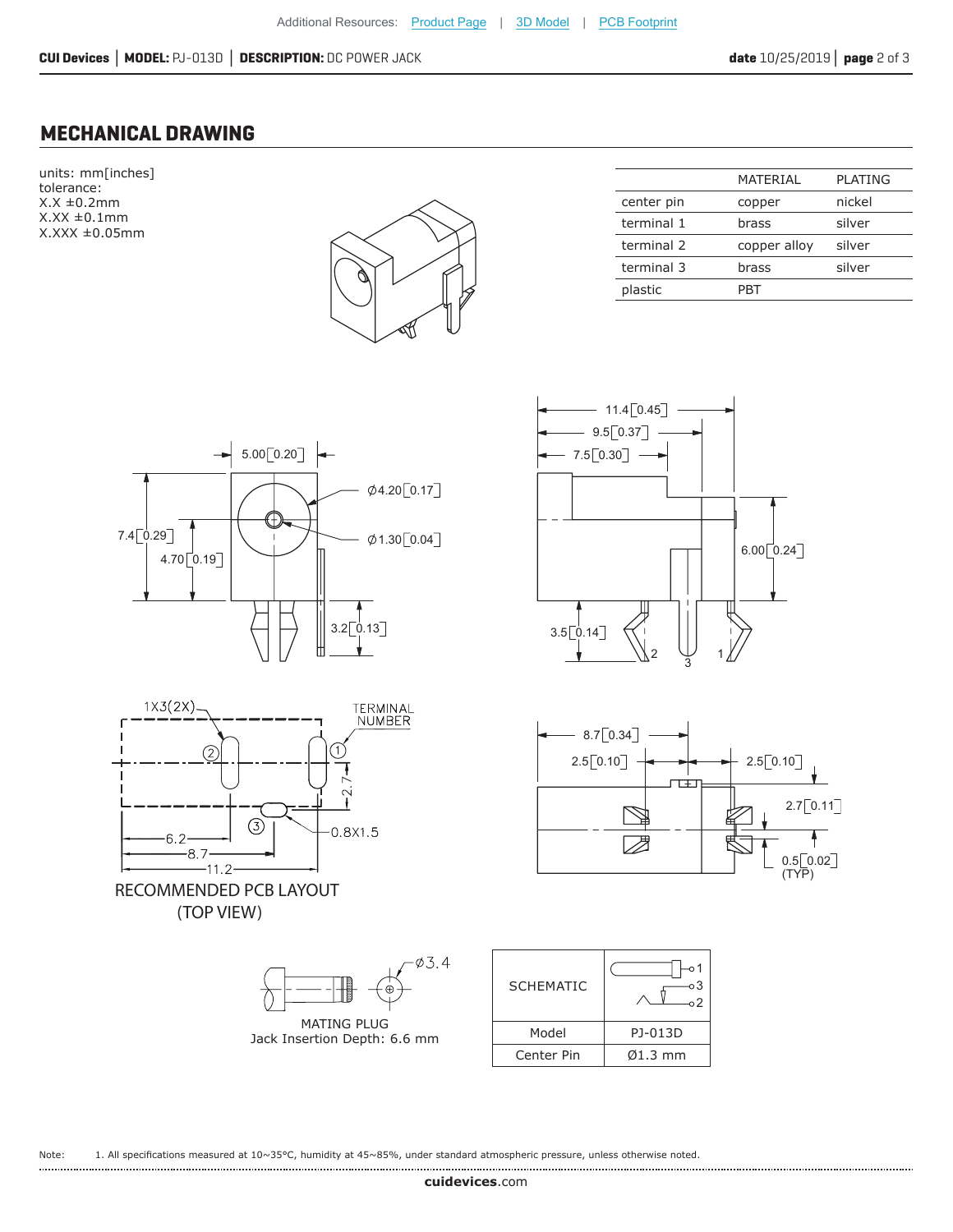Additional Resources: Product Page | 3D Model | PCB Footprint

## MECHANICAL DRAWING

units: mm[inches]
tolerance:
X.X ±0.2mm
X.XX ±0.1mm
X.XXX ±0.05mm

| | MATERIAL | PLATING |
|---|---|---|
| center pin | copper | nickel |
| terminal 1 | brass | silver |
| terminal 2 | copper alloy | silver |
| terminal 3 | brass | silver |
| plastic | PBT | |

RECOMMENDED PCB LAYOUT
(TOP VIEW)

MATING PLUG
Jack Insertion Depth: 6.6 mm

| SCHEMATIC | |
|---|---|
| Model | PJ-013D |
| Center Pin | Ø1.3 mm |

Note: 1. All specifications measured at 10~35°C, humidity at 45~85%, under standard atmospheric pressure, unless otherwise noted.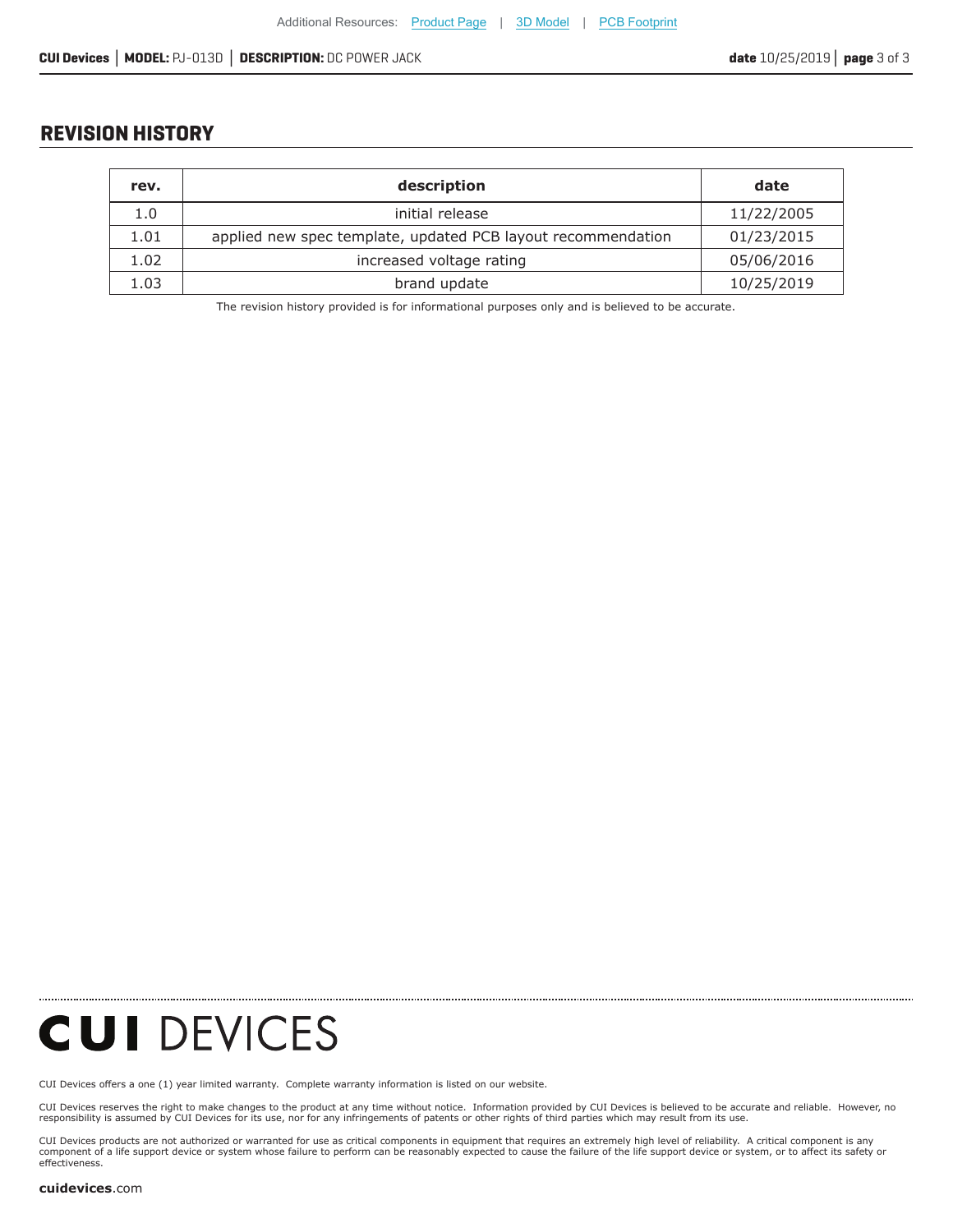## REVISION HISTORY

| rev. | description | date |
|---|---|---|
| 1.0 | initial release | 11/22/2005 |
| 1.01 | applied new spec template, updated PCB layout recommendation | 01/23/2015 |
| 1.02 | increased voltage rating | 05/06/2016 |
| 1.03 | brand update | 10/25/2019 |

The revision history provided is for informational purposes only and is believed to be accurate.

**CUI** DEVICES

CUI Devices offers a one (1) year limited warranty. Complete warranty information is listed on our website.

CUI Devices reserves the right to make changes to the product at any time without notice. Information provided by CUI Devices is believed to be accurate and reliable. However, no responsibility is assumed by CUI Devices for its use, nor for any infringements of patents or other rights of third parties which may result from its use.

CUI Devices products are not authorized or warranted for use as critical components in equipment that requires an extremely high level of reliability. A critical component is any component of a life support device or system whose failure to perform can be reasonably expected to cause the failure of the life support device or system, or to affect its safety or effectiveness.

**cuidevices**.com